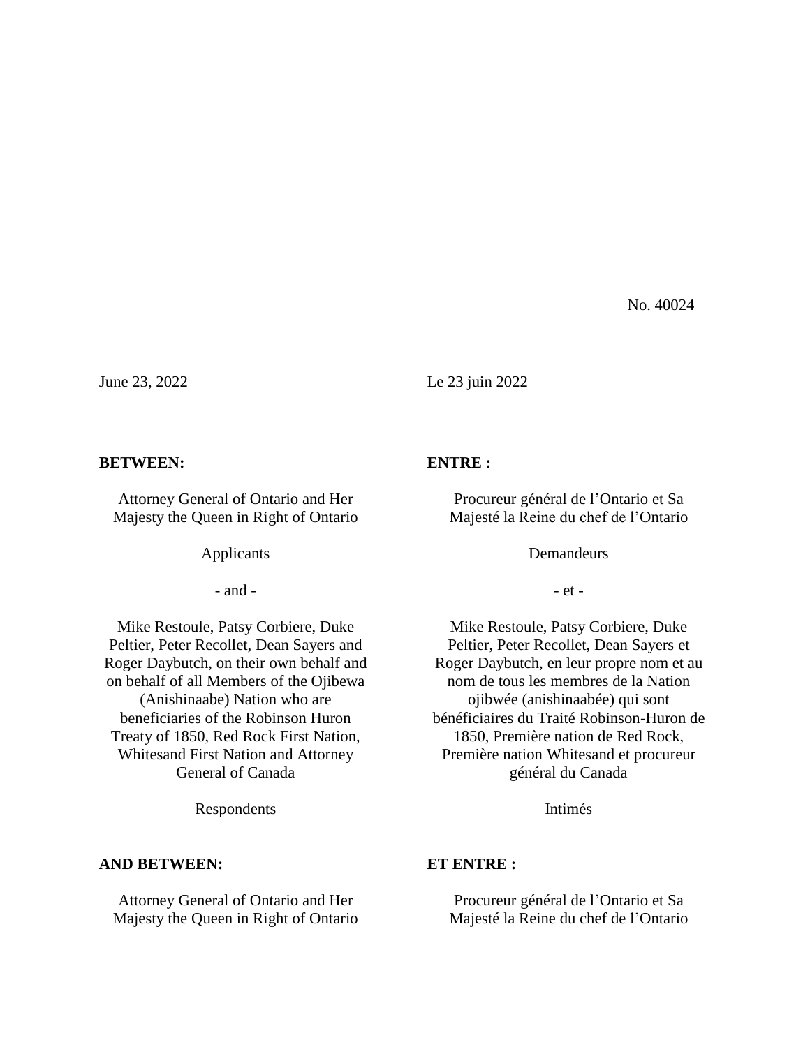No. 40024

June 23, 2022

**BETWEEN:**

Attorney General of Ontario and Her Majesty the Queen in Right of Ontario

Applicants

\- and -

Mike Restoule, Patsy Corbiere, Duke Peltier, Peter Recollet, Dean Sayers and Roger Daybutch, on their own behalf and on behalf of all Members of the Ojibewa (Anishinaabe) Nation who are beneficiaries of the Robinson Huron Treaty of 1850, Red Rock First Nation, Whitesand First Nation and Attorney General of Canada

Respondents

**AND BETWEEN:**

Attorney General of Ontario and Her Majesty the Queen in Right of Ontario

Le 23 juin 2022

**ENTRE :**

Procureur général de l'Ontario et Sa Majesté la Reine du chef de l'Ontario

Demandeurs

\- et -

Mike Restoule, Patsy Corbiere, Duke Peltier, Peter Recollet, Dean Sayers et Roger Daybutch, en leur propre nom et au nom de tous les membres de la Nation ojibwée (anishinaabée) qui sont bénéficiaires du Traité Robinson-Huron de 1850, Première nation de Red Rock, Première nation Whitesand et procureur général du Canada

Intimés

**ET ENTRE :**

Procureur général de l'Ontario et Sa Majesté la Reine du chef de l'Ontario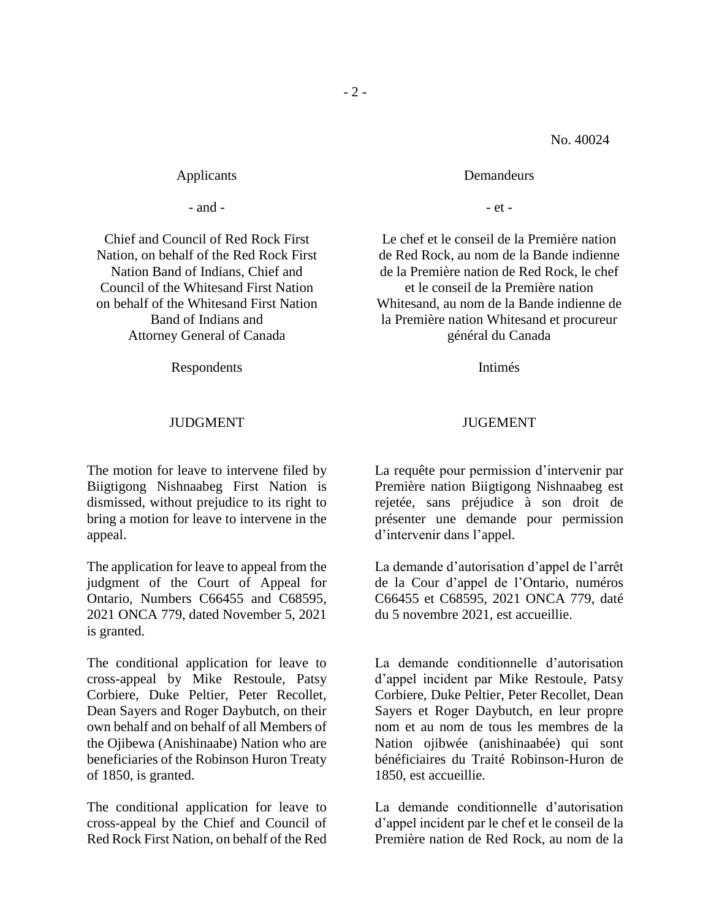No. 40024

Applicants

- and -

Chief and Council of Red Rock First Nation, on behalf of the Red Rock First Nation Band of Indians, Chief and Council of the Whitesand First Nation on behalf of the Whitesand First Nation Band of Indians and Attorney General of Canada

Respondents

JUDGMENT

The motion for leave to intervene filed by Biigtigong Nishnaabeg First Nation is dismissed, without prejudice to its right to bring a motion for leave to intervene in the appeal.

The application for leave to appeal from the judgment of the Court of Appeal for Ontario, Numbers C66455 and C68595, 2021 ONCA 779, dated November 5, 2021 is granted.

The conditional application for leave to cross-appeal by Mike Restoule, Patsy Corbiere, Duke Peltier, Peter Recollet, Dean Sayers and Roger Daybutch, on their own behalf and on behalf of all Members of the Ojibewa (Anishinaabe) Nation who are beneficiaries of the Robinson Huron Treaty of 1850, is granted.

The conditional application for leave to cross-appeal by the Chief and Council of Red Rock First Nation, on behalf of the Red

Demandeurs

- et -

Le chef et le conseil de la Première nation de Red Rock, au nom de la Bande indienne de la Première nation de Red Rock, le chef et le conseil de la Première nation Whitesand, au nom de la Bande indienne de la Première nation Whitesand et procureur général du Canada

Intimés

JUGEMENT

La requête pour permission d'intervenir par Première nation Biigtigong Nishnaabeg est rejetée, sans préjudice à son droit de présenter une demande pour permission d'intervenir dans l'appel.

La demande d'autorisation d'appel de l'arrêt de la Cour d'appel de l'Ontario, numéros C66455 et C68595, 2021 ONCA 779, daté du 5 novembre 2021, est accueillie.

La demande conditionnelle d'autorisation d'appel incident par Mike Restoule, Patsy Corbiere, Duke Peltier, Peter Recollet, Dean Sayers et Roger Daybutch, en leur propre nom et au nom de tous les membres de la Nation ojibwée (anishinaabée) qui sont bénéficiaires du Traité Robinson-Huron de 1850, est accueillie.

La demande conditionnelle d'autorisation d'appel incident par le chef et le conseil de la Première nation de Red Rock, au nom de la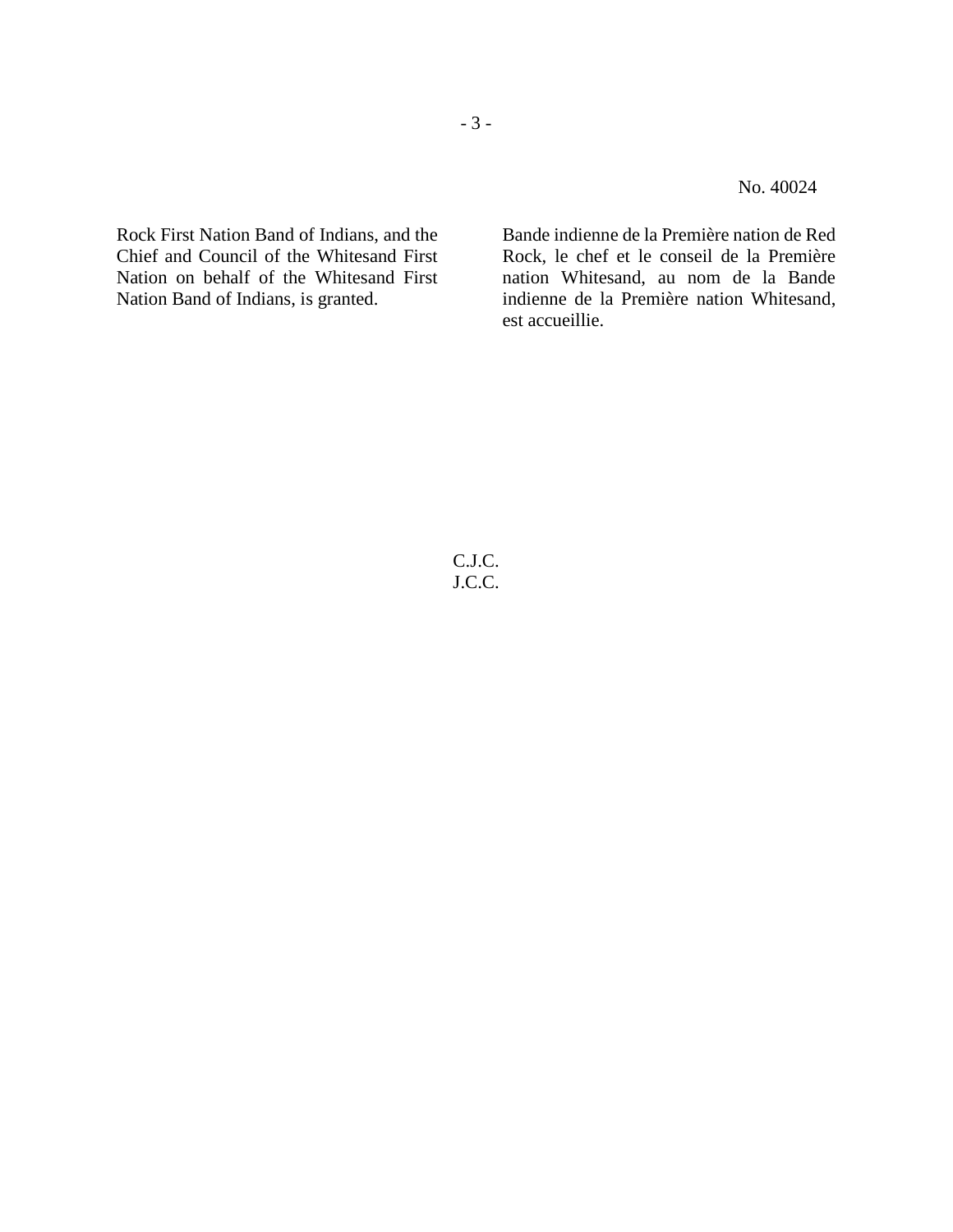No. 40024

Rock First Nation Band of Indians, and the Chief and Council of the Whitesand First Nation on behalf of the Whitesand First Nation Band of Indians, is granted.

Bande indienne de la Première nation de Red Rock, le chef et le conseil de la Première nation Whitesand, au nom de la Bande indienne de la Première nation Whitesand, est accueillie.

C.J.C.
J.C.C.